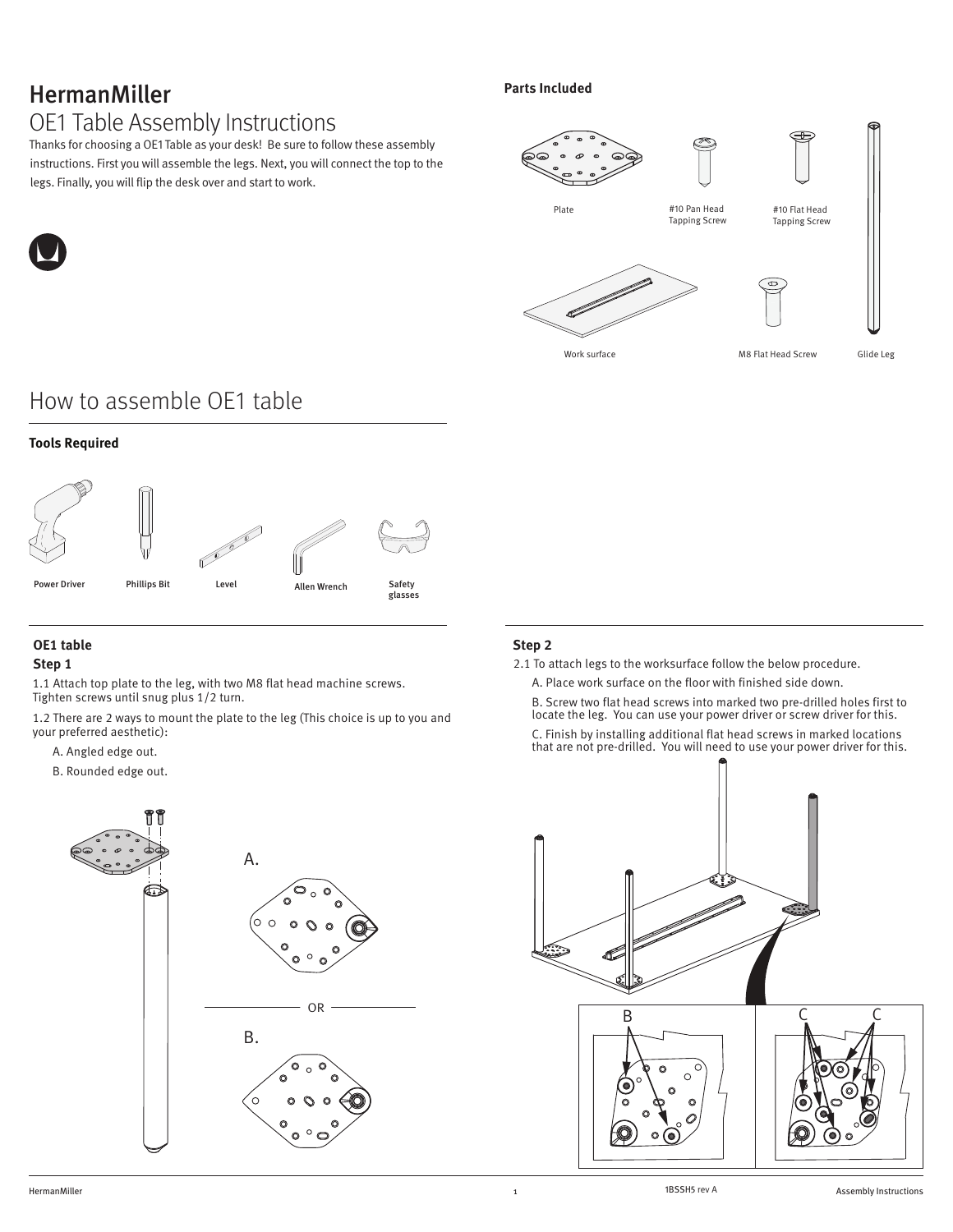# HermanMiller

## OE1 Table Assembly Instructions

Thanks for choosing a OE1 Table as your desk! Be sure to follow these assembly instructions. First you will assemble the legs. Next, you will connect the top to the legs. Finally, you will flip the desk over and start to work.

### Parts Included

Plate

#10 Pan Head Tapping Screw

#10 Flat Head Tapping Screw

Work surface

M8 Flat Head Screw

Glide Leg

## How to assemble OE1 table

### Tools Required

Power Driver

Phillips Bit

Level

Allen Wrench

Safety glasses

### OE1 table

### Step 1

1.1 Attach top plate to the leg, with two M8 flat head machine screws. Tighten screws until snug plus 1/2 turn.

1.2 There are 2 ways to mount the plate to the leg (This choice is up to you and your preferred aesthetic):

A. Angled edge out.

B. Rounded edge out.

A.

OR

B.

### Step 2

2.1 To attach legs to the worksurface follow the below procedure.

A. Place work surface on the floor with finished side down.

B. Screw two flat head screws into marked two pre-drilled holes first to locate the leg. You can use your power driver or screw driver for this.

C. Finish by installing additional flat head screws in marked locations that are not pre-drilled. You will need to use your power driver for this.

B

C C

1BSSH5 rev A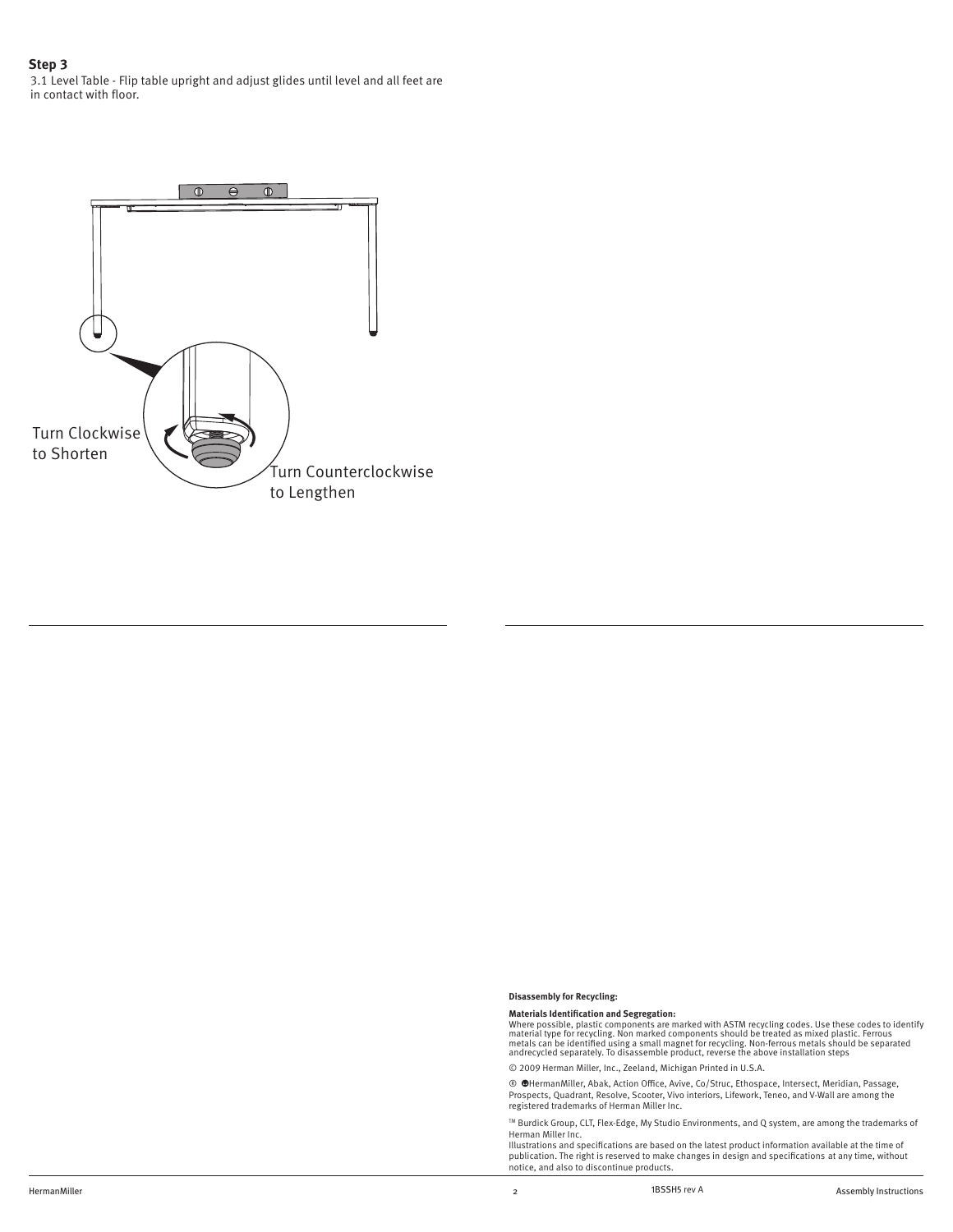**Step 3**

3.1 Level Table - Flip table upright and adjust glides until level and all feet are in contact with floor.

Turn Clockwise to Shorten

Turn Counterclockwise to Lengthen

**Disassembly for Recycling:**

**Materials Identification and Segregation:**
Where possible, plastic components are marked with ASTM recycling codes. Use these codes to identify material type for recycling. Non marked components should be treated as mixed plastic. Ferrous metals can be identified using a small magnet for recycling. Non-ferrous metals should be separated andrecycled separately. To disassemble product, reverse the above installation steps

© 2009 Herman Miller, Inc., Zeeland, Michigan Printed in U.S.A.

® HermanMiller, Abak, Action Office, Avive, Co/Struc, Ethospace, Intersect, Meridian, Passage, Prospects, Quadrant, Resolve, Scooter, Vivo interiors, Lifework, Teneo, and V-Wall are among the registered trademarks of Herman Miller Inc.

™ Burdick Group, CLT, Flex-Edge, My Studio Environments, and Q system, are among the trademarks of Herman Miller Inc.
Illustrations and specifications are based on the latest product information available at the time of publication. The right is reserved to make changes in design and specifications at any time, without notice, and also to discontinue products.